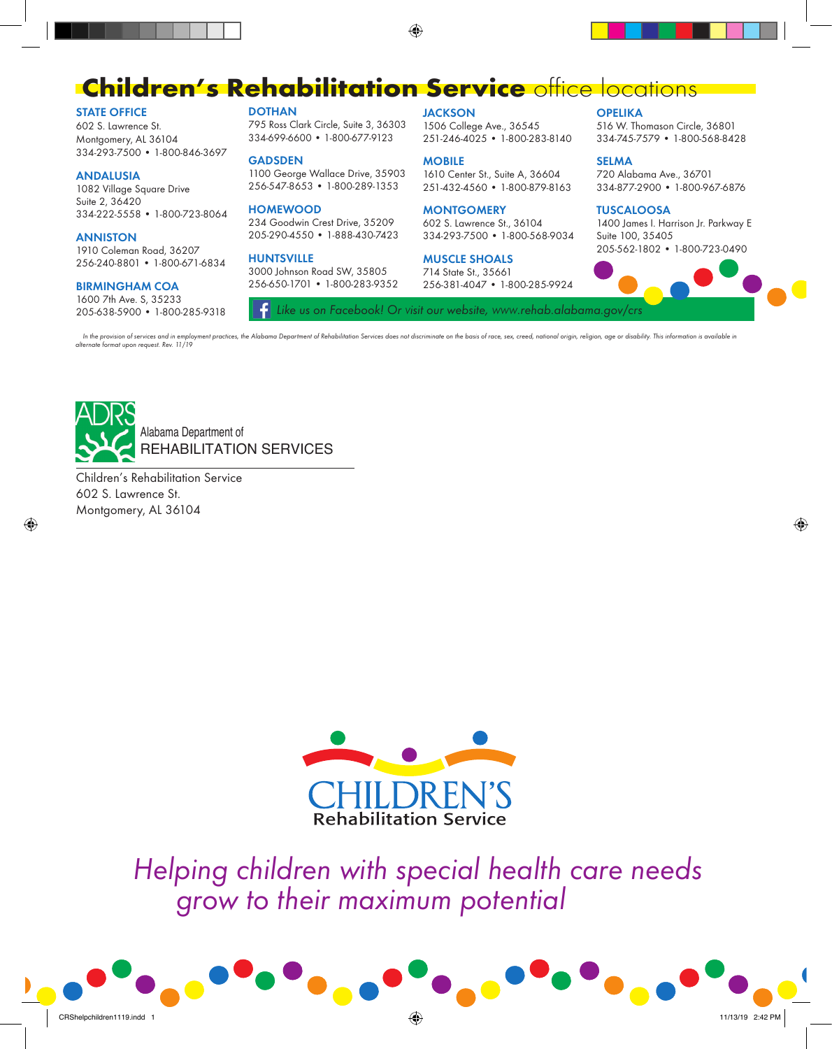# **Children's Rehabilitation Service** office locations

**STATE OFFICE**
602 S. Lawrence St.
Montgomery, AL 36104
334-293-7500 • 1-800-846-3697

**ANDALUSIA**
1082 Village Square Drive
Suite 2, 36420
334-222-5558 • 1-800-723-8064

**ANNISTON**
1910 Coleman Road, 36207
256-240-8801 • 1-800-671-6834

**BIRMINGHAM COA**
1600 7th Ave. S, 35233
205-638-5900 • 1-800-285-9318

**DOTHAN**
795 Ross Clark Circle, Suite 3, 36303
334-699-6600 • 1-800-677-9123

**GADSDEN**
1100 George Wallace Drive, 35903
256-547-8653 • 1-800-289-1353

**HOMEWOOD**
234 Goodwin Crest Drive, 35209
205-290-4550 • 1-888-430-7423

**HUNTSVILLE**
3000 Johnson Road SW, 35805
256-650-1701 • 1-800-283-9352

**JACKSON**
1506 College Ave., 36545
251-246-4025 • 1-800-283-8140

**MOBILE**
1610 Center St., Suite A, 36604
251-432-4560 • 1-800-879-8163

**MONTGOMERY**
602 S. Lawrence St., 36104
334-293-7500 • 1-800-568-9034

**MUSCLE SHOALS**
714 State St., 35661
256-381-4047 • 1-800-285-9924

**OPELIKA**
516 W. Thomason Circle, 36801
334-745-7579 • 1-800-568-8428

**SELMA**
720 Alabama Ave., 36701
334-877-2900 • 1-800-967-6876

**TUSCALOOSA**
1400 James I. Harrison Jr. Parkway E
Suite 100, 35405
205-562-1802 • 1-800-723-0490

*Like us on Facebook! Or visit our website, www.rehab.alabama.gov/crs*

*In the provision of services and in employment practices, the Alabama Department of Rehabilitation Services does not discriminate on the basis of race, sex, creed, national origin, religion, age or disability. This information is available in alternate format upon request. Rev. 11/19*

ADRS
Alabama Department of
REHABILITATION SERVICES

Children's Rehabilitation Service
602 S. Lawrence St.
Montgomery, AL 36104

CHILDREN'S
Rehabilitation Service

*Helping children with special health care needs grow to their maximum potential*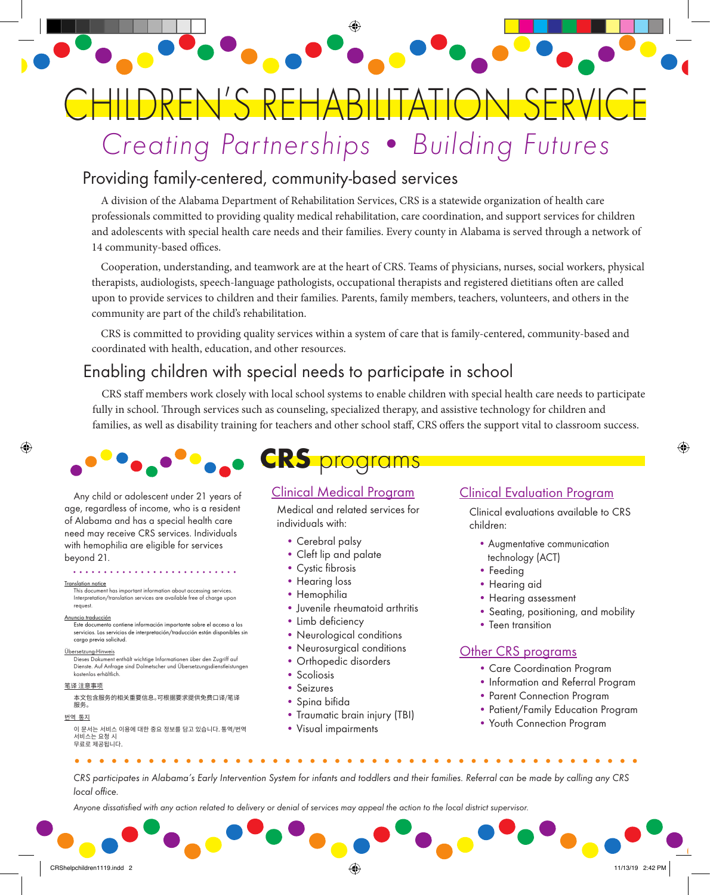# CHILDREN'S REHABILITATION SERVICE

*Creating Partnerships • Building Futures*

## Providing family-centered, community-based services

A division of the Alabama Department of Rehabilitation Services, CRS is a statewide organization of health care professionals committed to providing quality medical rehabilitation, care coordination, and support services for children and adolescents with special health care needs and their families. Every county in Alabama is served through a network of 14 community-based offices.

Cooperation, understanding, and teamwork are at the heart of CRS. Teams of physicians, nurses, social workers, physical therapists, audiologists, speech-language pathologists, occupational therapists and registered dietitians often are called upon to provide services to children and their families. Parents, family members, teachers, volunteers, and others in the community are part of the child's rehabilitation.

CRS is committed to providing quality services within a system of care that is family-centered, community-based and coordinated with health, education, and other resources.

## Enabling children with special needs to participate in school

CRS staff members work closely with local school systems to enable children with special health care needs to participate fully in school. Through services such as counseling, specialized therapy, and assistive technology for children and families, as well as disability training for teachers and other school staff, CRS offers the support vital to classroom success.

Any child or adolescent under 21 years of age, regardless of income, who is a resident of Alabama and has a special health care need may receive CRS services. Individuals with hemophilia are eligible for services beyond 21.

Translation notice
This document has important information about accessing services. Interpretation/translation services are available free of charge upon request.

Anuncio traducción
Este documento contiene información importante sobre el acceso a los servicios. Los servicios de interpretación/traducción están disponibles sin cargo previa solicitud.

Übersetzung-Hinweis
Dieses Dokument enthält wichtige Informationen über den Zugriff auf Dienste. Auf Anfrage sind Dolmetscher und Übersetzungsdienstleistungen kostenlos erhältlich.

笔译 注意事项
本文包含服务的相关重要信息。可根据要求提供免费口译/笔译服务。

번역 통지
이 문서는 서비스 이용에 대한 중요 정보를 담고 있습니다. 통역/번역 서비스는 요청 시 무료로 제공됩니다.

## **CRS** programs

### Clinical Medical Program

Medical and related services for individuals with:

- Cerebral palsy
- Cleft lip and palate
- Cystic fibrosis
- Hearing loss
- Hemophilia
- Juvenile rheumatoid arthritis
- Limb deficiency
- Neurological conditions
- Neurosurgical conditions
- Orthopedic disorders
- Scoliosis
- Seizures
- Spina bifida
- Traumatic brain injury (TBI)
- Visual impairments

### Clinical Evaluation Program

Clinical evaluations available to CRS children:

- Augmentative communication technology (ACT)
- Feeding
- Hearing aid
- Hearing assessment
- Seating, positioning, and mobility
- Teen transition

### Other CRS programs

- Care Coordination Program
- Information and Referral Program
- Parent Connection Program
- Patient/Family Education Program
- Youth Connection Program

*CRS participates in Alabama's Early Intervention System for infants and toddlers and their families. Referral can be made by calling any CRS local office.*

*Anyone dissatisfied with any action related to delivery or denial of services may appeal the action to the local district supervisor.*